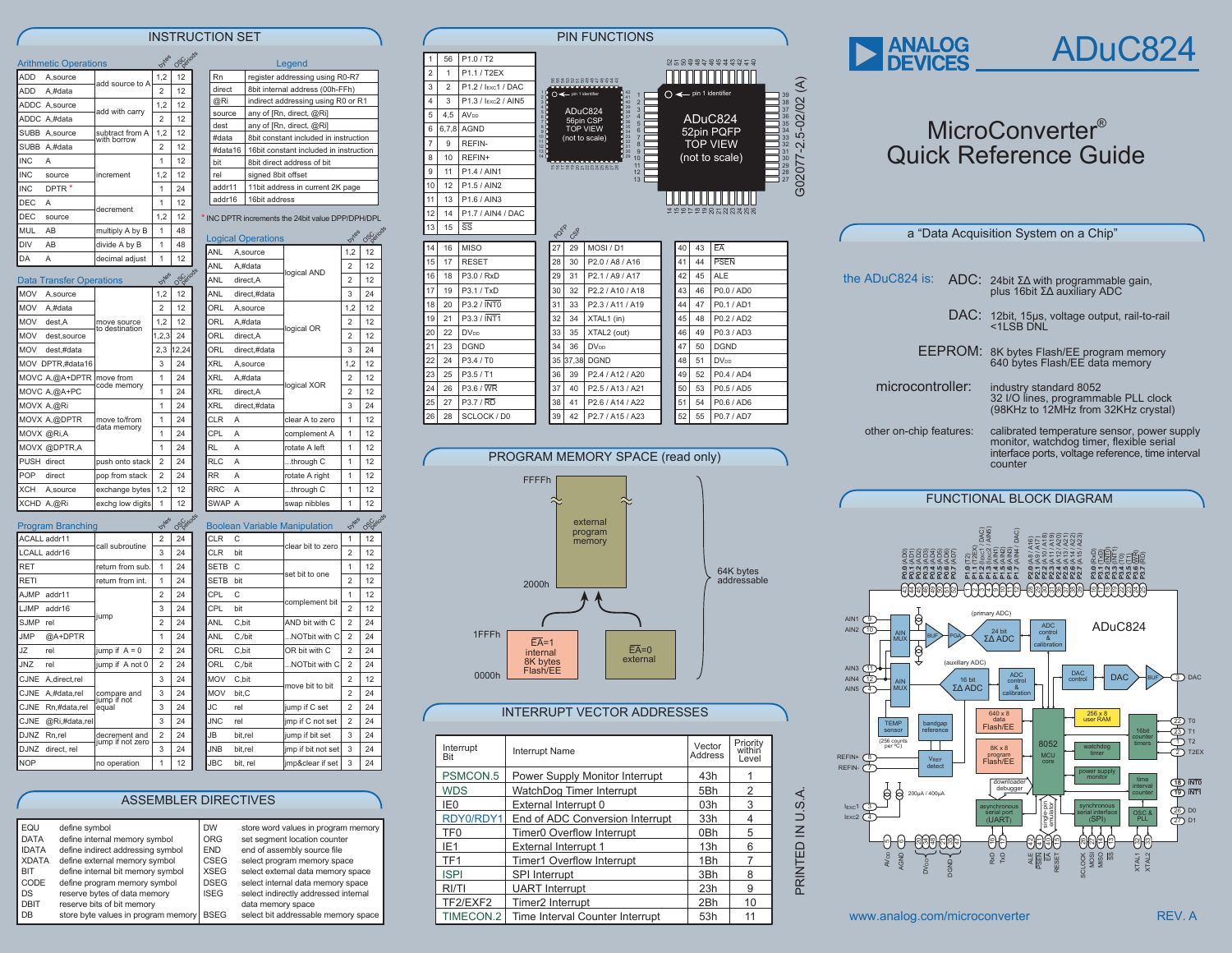# ADuC824

## MicroConverter® Quick Reference Guide

a "Data Acquisition System on a Chip"

## INSTRUCTION SET

### Arithmetic Operations

| Instruction | Operand | Description | bytes | OSC periods |
|---|---|---|---|---|
| ADD | A,source | add source to A | 1,2 | 12 |
| ADD | A,#data | | 2 | 12 |
| ADDC | A,source | add with carry | 1,2 | 12 |
| ADDC | A,#data | | 2 | 12 |
| SUBB | A,source | subtract from A with borrow | 1,2 | 12 |
| SUBB | A,#data | | 2 | 12 |
| INC | A | increment | 1 | 12 |
| INC | source | | 1,2 | 12 |
| INC | DPTR * | | 1 | 24 |
| DEC | A | decrement | 1 | 12 |
| DEC | source | | 1,2 | 12 |
| MUL | AB | multiply A by B | 1 | 48 |
| DIV | AB | divide A by B | 1 | 48 |
| DA | A | decimal adjust | 1 | 12 |

### Legend

| Symbol | Meaning |
|---|---|
| Rn | register addressing using R0-R7 |
| direct | 8bit internal address (00h-FFh) |
| @Ri | indirect addressing using R0 or R1 |
| source | any of [Rn, direct, @Ri] |
| dest | any of [Rn, direct, @Ri] |
| #data | 8bit constant included in instruction |
| #data16 | 16bit constant included in instruction |
| bit | 8bit direct address of bit |
| rel | signed 8bit offset |
| addr11 | 11bit address in current 2K page |
| addr16 | 16bit address |

* INC DPTR increments the 24bit value DPP/DPH/DPL

### Data Transfer Operations

| Instruction | Operand | Description | bytes | OSC periods |
|---|---|---|---|---|
| MOV | A,source | move source to destination | 1,2 | 12 |
| MOV | A,#data | | 2 | 12 |
| MOV | dest,A | | 1,2 | 12 |
| MOV | dest,source | | 1,2,3 | 24 |
| MOV | dest,#data | | 2,3 | 12,24 |
| MOV | DPTR,#data16 | | 3 | 24 |
| MOVC | A,@A+DPTR | move from code memory | 1 | 24 |
| MOVC | A,@A+PC | | 1 | 24 |
| MOVX | A,@Ri | move to/from data memory | 1 | 24 |
| MOVX | A,@DPTR | | 1 | 24 |
| MOVX | @Ri,A | | 1 | 24 |
| MOVX | @DPTR,A | | 1 | 24 |
| PUSH | direct | push onto stack | 2 | 24 |
| POP | direct | pop from stack | 2 | 24 |
| XCH | A,source | exchange bytes | 1,2 | 12 |
| XCHD | A,@Ri | exchg low digits | 1 | 12 |

### Logical Operations

| Instruction | Operand | Description | bytes | OSC periods |
|---|---|---|---|---|
| ANL | A,source | logical AND | 1,2 | 12 |
| ANL | A,#data | | 2 | 12 |
| ANL | direct,A | | 2 | 12 |
| ANL | direct,#data | | 3 | 24 |
| ORL | A,source | logical OR | 1,2 | 12 |
| ORL | A,#data | | 2 | 12 |
| ORL | direct,A | | 2 | 12 |
| ORL | direct,#data | | 3 | 24 |
| XRL | A,source | logical XOR | 1,2 | 12 |
| XRL | A,#data | | 2 | 12 |
| XRL | direct,A | | 2 | 12 |
| XRL | direct,#data | | 3 | 24 |
| CLR | A | clear A to zero | 1 | 12 |
| CPL | A | complement A | 1 | 12 |
| RL | A | rotate A left | 1 | 12 |
| RLC | A | ...through C | 1 | 12 |
| RR | A | rotate A right | 1 | 12 |
| RRC | A | ...through C | 1 | 12 |
| SWAP | A | swap nibbles | 1 | 12 |

### Program Branching

| Instruction | Operand | Description | bytes | OSC periods |
|---|---|---|---|---|
| ACALL | addr11 | call subroutine | 2 | 24 |
| LCALL | addr16 | | 3 | 24 |
| RET | | return from sub. | 1 | 24 |
| RETI | | return from int. | 1 | 24 |
| AJMP | addr11 | jump | 2 | 24 |
| LJMP | addr16 | | 3 | 24 |
| SJMP | rel | | 2 | 24 |
| JMP | @A+DPTR | | 1 | 24 |
| JZ | rel | jump if A = 0 | 2 | 24 |
| JNZ | rel | jump if A not 0 | 2 | 24 |
| CJNE | A,direct,rel | compare and jump if not equal | 3 | 24 |
| CJNE | A,#data,rel | | 3 | 24 |
| CJNE | Rn,#data,rel | | 3 | 24 |
| CJNE | @Ri,#data,rel | | 3 | 24 |
| DJNZ | Rn,rel | decrement and jump if not zero | 2 | 24 |
| DJNZ | direct, rel | | 3 | 24 |
| NOP | | no operation | 1 | 12 |

### Boolean Variable Manipulation

| Instruction | Operand | Description | bytes | OSC periods |
|---|---|---|---|---|
| CLR | C | clear bit to zero | 1 | 12 |
| CLR | bit | | 2 | 12 |
| SETB | C | set bit to one | 1 | 12 |
| SETB | bit | | 2 | 12 |
| CPL | C | complement bit | 1 | 12 |
| CPL | bit | | 2 | 12 |
| ANL | C,bit | AND bit with C | 2 | 24 |
| ANL | C,/bit | ...NOTbit with C | 2 | 24 |
| ORL | C,bit | OR bit with C | 2 | 24 |
| ORL | C,/bit | ...NOTbit with C | 2 | 24 |
| MOV | C,bit | move bit to bit | 2 | 12 |
| MOV | bit,C | | 2 | 24 |
| JC | rel | jump if C set | 2 | 24 |
| JNC | rel | jmp if C not set | 2 | 24 |
| JB | bit,rel | jump if bit set | 3 | 24 |
| JNB | bit,rel | jmp if bit not set | 3 | 24 |
| JBC | bit, rel | jmp&clear if set | 3 | 24 |

## ASSEMBLER DIRECTIVES

| Directive | Description | Directive | Description |
|---|---|---|---|
| EQU | define symbol | DW | store word values in program memory |
| DATA | define internal memory symbol | ORG | set segment location counter |
| IDATA | define indirect addressing symbol | END | end of assembly source file |
| XDATA | define external memory symbol | CSEG | select program memory space |
| BIT | define internal bit memory symbol | XSEG | select external data memory space |
| CODE | define program memory symbol | DSEG | select internal data memory space |
| DS | reserve bytes of data memory | ISEG | select indirectly addressed internal data memory space |
| DBIT | reserve bits of bit memory | | |
| DB | store byte values in program memory | BSEG | select bit addressable memory space |

## PIN FUNCTIONS

| PQFP | CSP | Function |
|---|---|---|
| 1 | 56 | P1.0 / T2 |
| 2 | 1 | P1.1 / T2EX |
| 3 | 2 | P1.2 / IEXC1 / DAC |
| 4 | 3 | P1.3 / IEXC2 / AIN5 |
| 5 | 4,5 | AVDD |
| 6 | 6,7,8 | AGND |
| 7 | 9 | REFIN- |
| 8 | 10 | REFIN+ |
| 9 | 11 | P1.4 / AIN1 |
| 10 | 12 | P1.5 / AIN2 |
| 11 | 13 | P1.6 / AIN3 |
| 12 | 14 | P1.7 / AIN4 / DAC |
| 13 | 15 | SS |
| 14 | 16 | MISO |
| 15 | 17 | RESET |
| 16 | 18 | P3.0 / RxD |
| 17 | 19 | P3.1 / TxD |
| 18 | 20 | P3.2 / INT0 |
| 19 | 21 | P3.3 / INT1 |
| 20 | 22 | DVDD |
| 21 | 23 | DGND |
| 22 | 24 | P3.4 / T0 |
| 23 | 25 | P3.5 / T1 |
| 24 | 26 | P3.6 / WR |
| 25 | 27 | P3.7 / RD |
| 26 | 28 | SCLOCK / D0 |
| 27 | 29 | MOSI / D1 |
| 28 | 30 | P2.0 / A8 / A16 |
| 29 | 31 | P2.1 / A9 / A17 |
| 30 | 32 | P2.2 / A10 / A18 |
| 31 | 33 | P2.3 / A11 / A19 |
| 32 | 34 | XTAL1 (in) |
| 33 | 35 | XTAL2 (out) |
| 34 | 36 | DVDD |
| 35 | 37,38 | DGND |
| 36 | 39 | P2.4 / A12 / A20 |
| 37 | 40 | P2.5 / A13 / A21 |
| 38 | 41 | P2.6 / A14 / A22 |
| 39 | 42 | P2.7 / A15 / A23 |
| 40 | 43 | EA |
| 41 | 44 | PSEN |
| 42 | 45 | ALE |
| 43 | 46 | P0.0 / AD0 |
| 44 | 47 | P0.1 / AD1 |
| 45 | 48 | P0.2 / AD2 |
| 46 | 49 | P0.3 / AD3 |
| 47 | 50 | DGND |
| 48 | 51 | DVDD |
| 49 | 52 | P0.4 / AD4 |
| 50 | 53 | P0.5 / AD5 |
| 51 | 54 | P0.6 / AD6 |
| 52 | 55 | P0.7 / AD7 |

ADuC824 56pin CSP TOP VIEW (not to scale) — ADuC824 52pin PQFP TOP VIEW (not to scale)

G02077-2.5-02/02 (A)

## PROGRAM MEMORY SPACE (read only)

- FFFFh – 2000h: external program memory
- 1FFFh – 0000h: $\overline{EA}$=1 internal 8K bytes Flash/EE; $\overline{EA}$=0 external
- 64K bytes addressable

## INTERRUPT VECTOR ADDRESSES

| Interrupt Bit | Interrupt Name | Vector Address | Priority within Level |
|---|---|---|---|
| PSMCON.5 | Power Supply Monitor Interrupt | 43h | 1 |
| WDS | WatchDog Timer Interrupt | 5Bh | 2 |
| IE0 | External Interrupt 0 | 03h | 3 |
| RDY0/RDY1 | End of ADC Conversion Interrupt | 33h | 4 |
| TF0 | Timer0 Overflow Interrupt | 0Bh | 5 |
| IE1 | External Interrupt 1 | 13h | 6 |
| TF1 | Timer1 Overflow Interrupt | 1Bh | 7 |
| ISPI | SPI Interrupt | 3Bh | 8 |
| RI/TI | UART Interrupt | 23h | 9 |
| TF2/EXF2 | Timer2 Interrupt | 2Bh | 10 |
| TIMECON.2 | Time Interval Counter Interrupt | 53h | 11 |

## the ADuC824 is:

- **ADC:** 24bit ΣΔ with programmable gain, plus 16bit ΣΔ auxiliary ADC
- **DAC:** 12bit, 15μs, voltage output, rail-to-rail <1LSB DNL
- **EEPROM:** 8K bytes Flash/EE program memory; 640 bytes Flash/EE data memory
- **microcontroller:** industry standard 8052; 32 I/O lines, programmable PLL clock (98KHz to 12MHz from 32KHz crystal)
- **other on-chip features:** calibrated temperature sensor, power supply monitor, watchdog timer, flexible serial interface ports, voltage reference, time interval counter

## FUNCTIONAL BLOCK DIAGRAM

ADuC824: AIN MUX, BUF, PGA, 24 bit ΣΔ ADC (primary ADC), ADC control & calibration; AIN MUX, 16 bit ΣΔ ADC (auxiliary ADC), ADC control & calibration; DAC control, DAC, BUF; TEMP sensor (256 counts per °C); bandgap reference; VREF detect; 640 x 8 data Flash/EE; 8K x 8 program Flash/EE; 8052 MCU core; 256 x 8 user RAM; 16bit counter timers; watchdog timer; power supply monitor; time interval counter; downloader debugger; asynchronous serial port (UART); single-pin emulator; synchronous serial interface (SPI); OSC & PLL; 200μA / 400μA current sources.

PRINTED IN U.S.A.

www.analog.com/microconverter

REV. A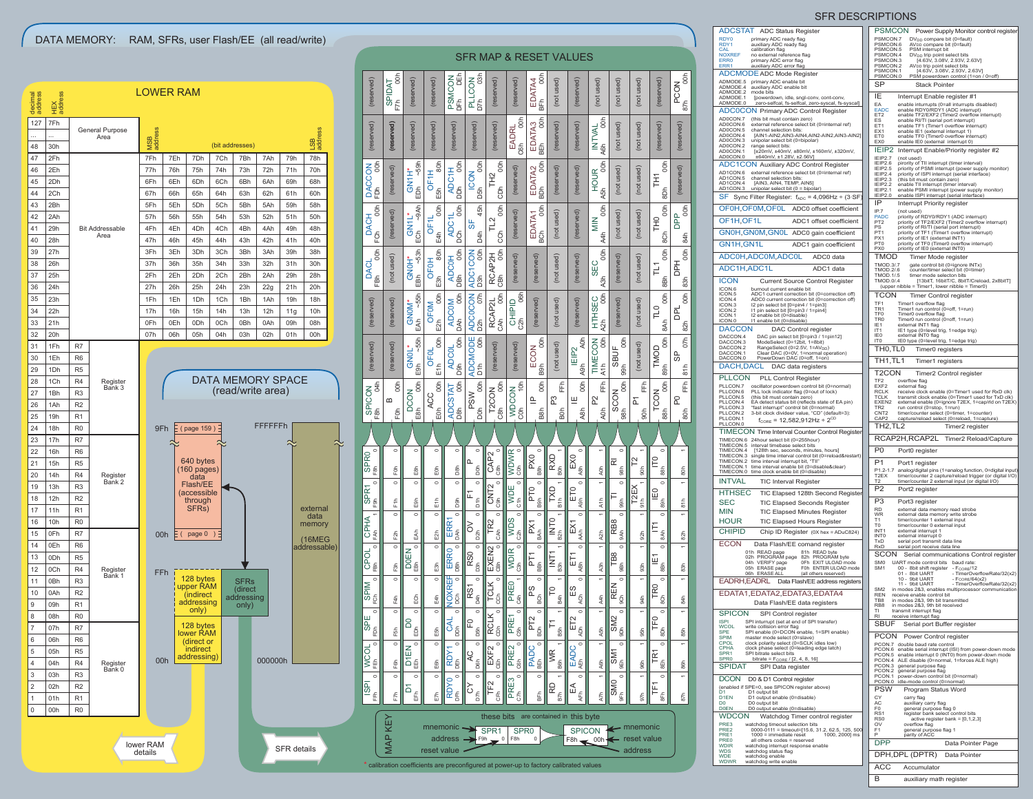# DATA MEMORY: RAM, SFRs, user Flash/EE (all read/write)

## LOWER RAM

| decimal address | HEX address | | | | | | | | |
|---|---|---|---|---|---|---|---|---|---|
| 127 | 7Fh | General Purpose Area | | | | | | | |
| ... | ... | | | | | | | | |
| 48 | 30h | | | | | | | | |
| | | MSB address | (bit addresses) | | | | | | LSB address |
| 47 | 2Fh | 7Fh | 7Eh | 7Dh | 7Ch | 7Bh | 7Ah | 79h | 78h |
| 46 | 2Eh | 77h | 76h | 75h | 74h | 73h | 72h | 71h | 70h |
| 45 | 2Dh | 6Fh | 6Eh | 6Dh | 6Ch | 6Bh | 6Ah | 69h | 68h |
| 44 | 2Ch | 67h | 66h | 65h | 64h | 63h | 62h | 61h | 60h |
| 43 | 2Bh | 5Fh | 5Eh | 5Dh | 5Ch | 5Bh | 5Ah | 59h | 58h |
| 42 | 2Ah | 57h | 56h | 55h | 54h | 53h | 52h | 51h | 50h |
| 41 | 29h | 4Fh | 4Eh | 4Dh | 4Ch | 4Bh | 4Ah | 49h | 48h |
| 40 | 28h | 47h | 46h | 45h | 44h | 43h | 42h | 41h | 40h |
| 39 | 27h | 3Fh | 3Eh | 3Dh | 3Ch | 3Bh | 3Ah | 39h | 38h |
| 38 | 26h | 37h | 36h | 35h | 34h | 33h | 32h | 31h | 30h |
| 37 | 25h | 2Fh | 2Eh | 2Dh | 2Ch | 2Bh | 2Ah | 29h | 28h |
| 36 | 24h | 27h | 26h | 25h | 24h | 23h | 22g | 21h | 20h |
| 35 | 23h | 1Fh | 1Eh | 1Dh | 1Ch | 1Bh | 1Ah | 19h | 18h |
| 34 | 22h | 17h | 16h | 15h | 14h | 13h | 12h | 11g | 10h |
| 33 | 21h | 0Fh | 0Eh | 0Dh | 0Ch | 0Bh | 0Ah | 09h | 08h |
| 32 | 20h | 07h | 06h | 05h | 04h | 03h | 02h | 01h | 00h |

Bit Addressable Area (20h–2Fh)

| decimal address | HEX address | Register | Bank |
|---|---|---|---|
| 31 | 1Fh | R7 | Register Bank 3 |
| 30 | 1Eh | R6 | |
| 29 | 1Dh | R5 | |
| 28 | 1Ch | R4 | |
| 27 | 1Bh | R3 | |
| 26 | 1Ah | R2 | |
| 25 | 19h | R1 | |
| 24 | 18h | R0 | |
| 23 | 17h | R7 | Register Bank 2 |
| 22 | 16h | R6 | |
| 21 | 15h | R5 | |
| 20 | 14h | R4 | |
| 19 | 13h | R3 | |
| 18 | 12h | R2 | |
| 17 | 11h | R1 | |
| 16 | 10h | R0 | |
| 15 | 0Fh | R7 | Register Bank 1 |
| 14 | 0Eh | R6 | |
| 13 | 0Dh | R5 | |
| 12 | 0Ch | R4 | |
| 11 | 0Bh | R3 | |
| 10 | 0Ah | R2 | |
| 9 | 09h | R1 | |
| 8 | 08h | R0 | |
| 7 | 07h | R7 | Register Bank 0 |
| 6 | 06h | R6 | |
| 5 | 05h | R5 | |
| 4 | 04h | R4 | |
| 3 | 03h | R3 | |
| 2 | 02h | R2 | |
| 1 | 01h | R1 | |
| 0 | 00h | R0 | |

lower RAM details

## DATA MEMORY SPACE (read/write area)

- 9Fh ( page 159 ) … 00h ( page 0 ): 640 bytes (160 pages) data Flash/EE (accessible through SFRs)
- FFh … 00h: 128 bytes upper RAM (indirect addressing only); 128 bytes lower RAM (direct or indirect addressing); SFRs (direct addressing only)
- FFFFFFh … 000000h: external data memory (16MEG addressable)

SFR details

## SFR MAP & RESET VALUES

| Offset | F8h | F0h | E8h | E0h | D8h | D0h | C8h | C0h | B8h | B0h | A8h | A0h | 98h | 90h | 88h | 80h |
|---|---|---|---|---|---|---|---|---|---|---|---|---|---|---|---|---|
| 7 | (reserved) | SPIDAT F7h 00h | (reserved) | (reserved) | PSMCON DFh DEh | PLLCON D7h 03h | (reserved) | (reserved) | EDATA4 BFh 00h | (not used) | (not used) | (not used) | (not used) | (not used) | (reserved) | PCON 87h 00h |
| 6 | (reserved) | (reserved) | (reserved) | (reserved) | (reserved) | (reserved) | (reserved) | EADRL C6h 00h | EDATA3 BEh 00h | (reserved) | (not used) | INTVAL A6h 00h | (not used) | (not used) | (reserved) | (reserved) |
| 5 | DACCON FDh 00h | (reserved) | GN1H* EDh ~59h | OF1H E5h 80h | ADC1H DDh 00h | ICON D5h 00h | TH2 CDh 00h | (reserved) | EDATA2 BDh 00h | (reserved) | (reserved) | HOUR A5h 00h | (not used) | (reserved) | TH1 8Dh 00h | (reserved) |
| 4 | DACH FCh 00h | (reserved) | GN1L* ECh ~53h | OF1L E4h 00h | ADC1L DCh 00h | SF D4h 45h | TL2 CCh 00h | (reserved) | EDATA1 BCh 00h | (reserved) | (reserved) | MIN A4h 00h | (not used) | (not used) | TH0 8Ch 00h | DPP 84h 00h |
| 3 | DACL FBh 00h | (not used) | GN0H* EBh ~53h | OF0H E3h 80h | ADC0H DBh 00h | ADC1CON D3h 07h | RCAP2H CBh 00h | (reserved) | (reserved) | (not used) | (reserved) | SEC A3h 00h | (reserved) | (not used) | TL1 8Bh 00h | DPH 83h 00h |
| 2 | (reserved) | (reserved) | GN0M* EAh ~55h | OF0M E2h 00h | ADC0M DAh 00h | ADC0CON D2h 07h | RCAP2L CAh 00h | CHIPID C2h 06h | (reserved) | (not used) | (not used) | HTHSEC A2h 00h | (reserved) | (not used) | TL0 8Ah 00h | DPL 82h 00h |
| 1 | (reserved) | (reserved) | GN0L* E9h ~53h | OF0L E1h 00h | ADC0L D9h 00h | ADCMODE D1h 00h | (reserved) | (reserved) | ECON B9h 00h | (not used) | IEIP2 A9h A0h | TIMECON A1h 00h | SBUF 99h 00h | (reserved) | TMOD 89h 00h | SP 81h 07h |
| 0 | SPICON F8h 04h | B F0h 00h | DCON E8h 00h | ACC E0h 00h | ADCSTAT D8h 00h | PSW D0h 00h | T2CON C8h 00h | WDCON C0h 10h | IP B8h 00h | P3 B0h FFh | IE A8h 00h | P2 A0h FFh | SCON 98h 00h | P1 90h FFh | TCON 88h 00h | P0 80h FFh |

Bit-addressable SFR bits (bit name, bit address, reset value):

| Bit | SPICON | B | DCON | ACC | ADCSTAT | PSW | T2CON | WDCON | IP | P3 | IE | P2 | SCON | P1 | TCON | P0 |
|---|---|---|---|---|---|---|---|---|---|---|---|---|---|---|---|---|
| 0 | SPR0 F8h 0 | F0h 0 | E8h 0 | E0h 0 | D8h 0 | P D0h 0 | CAP2 C8h 0 | WDWR C0h 0 | PX0 B8h 0 | RXD B0h 1 | EX0 A8h 0 | A0h 1 | RI 98h 0 | T2 90h 1 | IT0 88h 0 | 80h 1 |
| 1 | SPR1 F9h 0 | F1h 0 | E9h 0 | E1h 0 | D9h 0 | F1 D1h 0 | CNT2 C9h 0 | WDE C1h 0 | PT0 B9h 0 | TXD B1h 1 | ET0 A9h 0 | A1h 1 | TI 99h 0 | T2EX 91h 1 | IE0 89h 0 | 81h 1 |
| 2 | CPHA FAh 1 | F2h 0 | EAh 0 | E2h 0 | ERR1 DAh 0 | OV D2h 0 | TR2 CAh 0 | WDS C2h 0 | PX1 BAh 0 | INT0 B2h 1 | EX1 AAh 0 | A2h 1 | RB8 9Ah 0 | 92h 1 | IT1 8Ah 0 | 82h 1 |
| 3 | CPOL FBh 0 | F3h 0 | EBh 0 | E3h 0 | ERR0 DBh 0 | RS0 D3h 0 | EXEN2 CBh 0 | WDIR C3h 0 | PT1 BBh 0 | INT1 B3h 1 | ET1 ABh 0 | A3h 1 | TB8 9Bh 0 | 93h 1 | IE1 8Bh 0 | 83h 1 |
| 4 | SPIM FCh 0 | F4h 0 | D0EN ECh 0 | E4h 0 | NOXREF DCh 0 | RS1 D4h 0 | TCLK CCh 0 | PRE0 C4h 1 | PS BCh 0 | T0 B4h 1 | ES ACh 0 | A4h 1 | REN 9Ch 0 | 94h 1 | TR0 8Ch 0 | 84h 1 |
| 5 | SPE FDh 0 | F5h 0 | D0 EDh 0 | E5h 0 | CAL DDh 0 | F0 D5h 0 | RCLK CDh 0 | PRE1 C5h 0 | PT2 BDh 0 | T1 B5h 1 | ET2 ADh 0 | A5h 1 | SM2 9Dh 0 | 95h 1 | TF0 8Dh 0 | 85h 1 |
| 6 | WCOL FEh 0 | F6h 0 | D1EN EEh 0 | E6h 0 | RDY1 DEh 0 | AC D6h 0 | EXF2 CEh 0 | PRE2 C6h 0 | PADC BEh 0 | WR B6h 1 | EADC AEh 0 | A6h 1 | SM1 9Eh 0 | 96h 1 | TR1 8Eh 0 | 86h 1 |
| 7 | ISPI FFh 0 | F7h 0 | D1 EFh 0 | E7h 0 | RDY0 DFh 0 | CY D7h 0 | TF2 CFh 0 | PRE3 C7h 0 | BFh 0 | RD B7h 1 | EA AFh 0 | A7h 1 | SM0 9Fh 0 | 97h 1 | TF1 8Fh 0 | 87h 1 |

**MAP KEY**: these bits are contained in this byte — mnemonic (SPR1 / SPR0; SPICON), address (F9h / F8h; F8h), reset value (0 / 0; 00h)

\* calibration coefficients are preconfigured at power-up to factory calibrated values

# SFR DESCRIPTIONS

**ADCSTAT** ADC Status Register
- RDY0 primary ADC ready flag
- RDY1 auxiliary ADC ready flag
- CAL calibration flag
- NOXREF no external reference flag
- ERR0 primary ADC error flag
- ERR1 auxiliary ADC error flag

**ADCMODE** ADC Mode Register
- ADMODE.5 primary ADC enable bit
- ADMODE.4 auxiliary ADC enable bit
- ADMODE.2 mode bits
- ADMODE.1 [powerdown, idle, sngl-conv, cont-conv,
- ADMODE.0 zero-selfcal, fs-selfcal, zero-syscal, fs-syscal]

**ADC0CON** Primary ADC Control Register
- AD0CON.7 (this bit must contain zero)
- AD0CON.6 external reference select bit (0=internal ref)
- AD0CON.5 channel selection bits:
- AD0CON.4 [AIN1-AIN2,AIN3-AIN4,AIN2-AIN2,AIN3-AIN2]
- AD0CON.3 unipolar select bit (0=bipolar)
- AD0CON.2 range select bits:
- AD0CON.1 [±20mV, ±40mV, ±80mV, ±160mV, ±320mV,
- AD0CON.0 ±640mV, ±1.28V, ±2.56V]

**ADC1CON** Auxiliary ADC Control Register
- AD1CON.6 external reference select bit (0=internal ref)
- AD1CON.5 channel selection bits:
- AD1CON.4 [AIN3, AIN4, TEMP, AIN5]
- AD1CON.3 unipolar select bit (0 = bipolar)

**SF** Sync Filter Register: $f_{ADC}$ = 4,096Hz ÷ (3·SF)

**OF0H,OF0M,OF0L** ADC0 offset coefficient

**OF1H,OF1L** ADC1 offset coefficient

**GN0H,GN0M,GN0L** ADC0 gain coefficient

**GN1H,GN1L** ADC1 gain coefficient

**ADC0H,ADC0M,ADC0L** ADC0 data

**ADC1H,ADC1L** ADC1 data

**ICON** Current Source Control Register
- ICON.6 burnout current enable bit
- ICON.5 ADC1 current correction bit (0=correction off)
- ICON.4 ADC0 current correction bit (0=correction off)
- ICON.3 I2 pin select bit [0=pin4 / 1=pin3]
- ICON.2 I1 pin select bit [0=pin3 / 1=pin4]
- ICON.1 I2 enable bit (0=disable)
- ICON.0 I1 enable bit (0=disable)

**DACCON** DAC Control Register
- DACCON.4 DAC pin select bit [0=pin3 / 1=pin12]
- DACCON.3 ModeSelect (0=12bit, 1=8bit)
- DACCON.2 RangeSelect (0=2.5V, 1=$AV_{DD}$)
- DACCON.1 Clear DAC (0=0V, 1=normal operation)
- DACCON.0 PowerDown DAC (0=off, 1=on)

**DACH,DACL** DAC data registers

**PLLCON** PLL Control Register
- PLLCON.7 oscillator powerdown control bit (0=normal)
- PLLCON.6 PLL lock indicator flag (0=out of lock)
- PLLCON.5 (this bit must contain zero)
- PLLCON.4 EA detect status bit (reflects state of EA pin)
- PLLCON.3 "fast interrupt" control bit (0=normal)
- PLLCON.2 3-bit clock divider value, "CD" (default=3):
- PLLCON.1 $f_{CORE}$ = 12,582,912Hz ÷ $2^{CD}$
- PLLCON.0

**TIMECON** Time Interval Counter Control Register
- TIMECON.6 24hour select bit (0=255hour)
- TIMECON.5 interval timebase select bits
- TIMECON.4 [128th sec, seconds, minutes, hours]
- TIMECON.3 single time interval control bit (0=reload&restart)
- TIMECON.2 time interval interrupt bit, "TII"
- TIMECON.1 time interval enable bit (0=disable&clear)
- TIMECON.0 time clock enable bit (0=disable)

**INTVAL** TIC Interval Register

**HTHSEC** TIC Elapsed 128th Second Register

**SEC** TIC Elapsed Seconds Register

**MIN** TIC Elapsed Minutes Register

**HOUR** TIC Elapsed Hours Register

**CHIPID** Chip ID Register (0X hex = ADuC824)

**ECON** Data Flash/EE comand register
- 01h READ page — 81h READ byte
- 02h PROGRAM page — 82h PROGRAM byte
- 04h VERIFY page — 0Fh EXIT ULOAD mode
- 05h ERASE page — F0h ENTER ULOAD mode
- 06h ERASE ALL — (all others reserved)

**EADRH,EADRL** Data Flash/EE address registers

**EDATA1,EDATA2,EDATA3,EDATA4** Data Flash/EE data registers

**SPICON** SPI Control register
- ISPI SPI interrupt (set at end of SPI transfer)
- WCOL write collision error flag
- SPE SPI enable (0=DCON enable, 1=SPI enable)
- SPIM master mode select (0=slave)
- CPOL clock polarity select (0=SCLK idles low)
- CPHA clock phase select (0=leading edge latch)
- SPR1 SPI bitrate select bits
- SPR0 bitrate = $f_{CORE}$ / [2, 4, 8, 16]

**SPIDAT** SPI Data register

**DCON** D0 & D1 Control register
(enabled if SPE=0, see SPICON register above)
- D1 D1 output bit
- D1EN D1 output enable (0=disable)
- D0 D0 output bit
- D0EN D0 output enable (0=disable)

**WDCON** Watchdog Timer control register
- PRE3 watchdog timeout selection bits
- PRE2 0000-0111 = timeout=[15.6, 31.2, 62.5, 125, 500, 1000, 2000] ms
- PRE1 1000 = immediate reset
- PRE0 all others codes = reserved
- WDIR watchdog interrupt response enable
- WDS watchdog status flag
- WDE watchdog enable
- WDWR watchdog write enable

**PSMCON** Power Supply Monitor control register
- PSMCON.7 $DV_{DD}$ compare bit (0=fault)
- PSMCON.6 $AV_{DD}$ compare bit (0=fault)
- PSMCON.5 PSM interrupt bit
- PSMCON.4 $DV_{DD}$ trip point select bits
- PSMCON.3 [4.63V, 3.08V, 2.93V, 2.63V]
- PSMCON.2 $AV_{DD}$ trip point select bits
- PSMCON.1 [4.63V, 3.08V, 2.93V, 2.63V]
- PSMCON.0 PSM powerdown control (1=on / 0=off)

**SP** Stack Pointer

**IE** Interrupt Enable register #1
- EA enable inturrupts (0=all interrupts disabled)
- EADC enable RDY0/RDY1 (ADC interrupt)
- ET2 enable TF2/EXF2 (Timer2 overflow interrupt)
- ES enable RI/TI (serial port interrupt)
- ET1 enable TF1 (Timer1 overflow interrupt)
- EX1 enable IE1 (external interrupt 1)
- ET0 enable TF0 (Timer0 overflow interrupt)
- EX0 enable IE0 (external interrupt 0)

**IEIP2** Interrupt Enable/Priority register #2
- IEIP2.7 (not used)
- IEIP2.6 priority of TII interrupt (timer interval)
- IEIP2.5 priority of PSMI interrupt (power supply monitor)
- IEIP2.4 priority of ISPI interrupt (serial interface)
- IEIP2.3 (this bit must contain zero)
- IEIP2.2 enable TII interrupt (timer interval)
- IEIP2.1 enable PSMI interrupt (power supply monitor)
- IEIP2.0 enable ISPI interrupt (serial interface)

**IP** Interrupt Priority register
- IP.7 (not used)
- PADC priority of RDY0/RDY1 (ADC interrupt)
- PT2 priority of TF2/EXF2 (Timer2 overflow interrupt)
- PS priority of RI/TI (serial port interrupt)
- PT1 priority of TF1 (Timer1 overflow interrupt)
- PX1 priority of IE1 (external INT1)
- PT0 priority of TF0 (Timer0 overflow interrupt)
- PX0 priority of IE0 (external INT0)

**TMOD** Timer Mode register
- TMOD.3/.7 gate control bit (0=ignore INTx)
- TMOD.2/.6 counter/timer select bit (0=timer)
- TMOD.1/.5 timer mode selecton bits
- TMOD.0/.4 [13bitT, 16bitT/C, 8bitT/Creload, 2x8bitT]
- (upper nibble = Timer1, lower nibble = Timer0)

**TCON** Timer Control register
- TF1 Timer1 overflow flag
- TR1 Timer1 run control (0=off, 1=run)
- TF0 Timer0 overflow flag
- TR0 Timer0 run control (0=off, 1=run)
- IE1 external INT1 flag
- IT1 IE1 type (0=level trig, 1=edge trig)
- IE0 external INT0 flag
- IT0 IE0 type (0=level trig, 1=edge trig)

**TH0,TL0** Timer0 registers

**TH1,TL1** Timer1 registers

**T2CON** Timer2 Control register
- TF2 overflow flag
- EXF2 external flag
- RCLK receive clock enable (0=Timer1 used for RxD clk)
- TCLK transmit clock enable (0=Timer1 used for TxD clk)
- EXEN2 external enable (0=ignore T2EX, 1=capt/rld on T2EX)
- TR2 run control (0=stop, 1=run)
- CNT2 timer/counter select (0=timer, 1=counter)
- CAP2 capture/reload select (0=reload, 1=capture)

**TH2,TL2** Timer2 register

**RCAP2H,RCAP2L** Timer2 Reload/Capture

**P0** Port0 register

**P1** Port1 register
- P1.2-1.7 analog/digital pins (1=analog function, 0=digital input)
- T2EX timer/counter 2 capture/reload trigger (or digital I/O)
- T2 timer/counter 2 external input (or digital I/O)

**P2** Port2 register

**P3** Port3 register
- RD external data memory read strobe
- WR external data memory write strobe
- T1 timer/counter 1 external input
- T0 timer/counter 0 external input
- INT1 external interrupt 1
- INT0 external interrupt 0
- TxD serial port transmit data line
- RxD serial port receive data line

**SCON** Serial communications Control register
- SM0 UART mode control bits / baud rate:
- SM1
  - 00 - 8bit shift register - $f_{CORE}$/12
  - 01 - 8bit UART - TimerOverflowRate/32(x2)
  - 10 - 9bit UART - $f_{CORE}$/64(x2)
  - 11 - 9bit UART - TimerOverflowRate/32(x2)
- SM2 in modes 2&3, enables multiprocessor communication
- REN receive enable control bit
- TB8 in modes 2&3, 9th bit transmitted
- RB8 in modes 2&3, 9th bit received
- TI transmit interrupt flag
- RI receive interrupt flag

**SBUF** Serial port Buffer register

**PCON** Power Control register
- PCON.7 double baud rate control
- PCON.6 enable serial interrupt (ISI) from power-down mode
- PCON.5 enable interrupt 0 (INT0) from power-down mode
- PCON.4 ALE disable (0=normal, 1=forces ALE high)
- PCON.3 general purpose flag
- PCON.2 general purpose flag
- PCON.1 power-down control bit (0=normal)
- PCON.0 idle-mode control bit (0=normal)

**PSW** Program Status Word
- CY carry flag
- AC auxiliary carry flag
- F0 general purpose flag 0
- RS1 register bank select control bits
- RS0 active register bank = [0,1,2,3]
- OV overflow flag
- F1 general purpose flag 1
- P parity of ACC

**DPP** Data Pointer Page

**DPH,DPL (DPTR)** Data Pointer

**ACC** Accumulator

**B** auxiliary math register